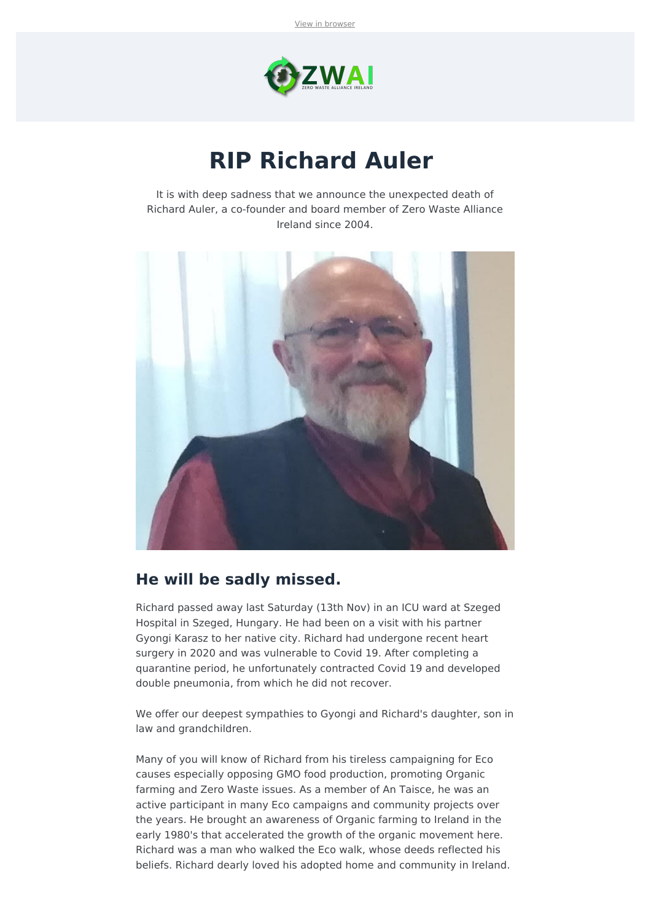View in browser

ZWAI

ZERO WASTE ALLIANCE IRELAND

# RIP Richard Auler

It is with deep sadness that we announce the unexpected death of Richard Auler, a co-founder and board member of Zero Waste Alliance Ireland since 2004.

## He will be sadly missed.

Richard passed away last Saturday (13th Nov) in an ICU ward at Szeged Hospital in Szeged, Hungary. He had been on a visit with his partner Gyongi Karasz to her native city. Richard had undergone recent heart surgery in 2020 and was vulnerable to Covid 19. After completing a quarantine period, he unfortunately contracted Covid 19 and developed double pneumonia, from which he did not recover.

We offer our deepest sympathies to Gyongi and Richard's daughter, son in law and grandchildren.

Many of you will know of Richard from his tireless campaigning for Eco causes especially opposing GMO food production, promoting Organic farming and Zero Waste issues. As a member of An Taisce, he was an active participant in many Eco campaigns and community projects over the years. He brought an awareness of Organic farming to Ireland in the early 1980's that accelerated the growth of the organic movement here. Richard was a man who walked the Eco walk, whose deeds reflected his beliefs. Richard dearly loved his adopted home and community in Ireland.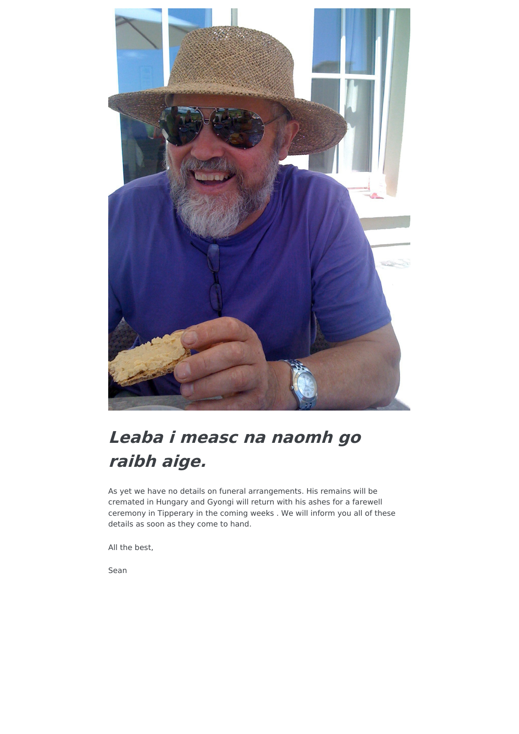***Leaba i measc na naomh go raibh aige.***

As yet we have no details on funeral arrangements. His remains will be cremated in Hungary and Gyongi will return with his ashes for a farewell ceremony in Tipperary in the coming weeks . We will inform you all of these details as soon as they come to hand.

All the best,

Sean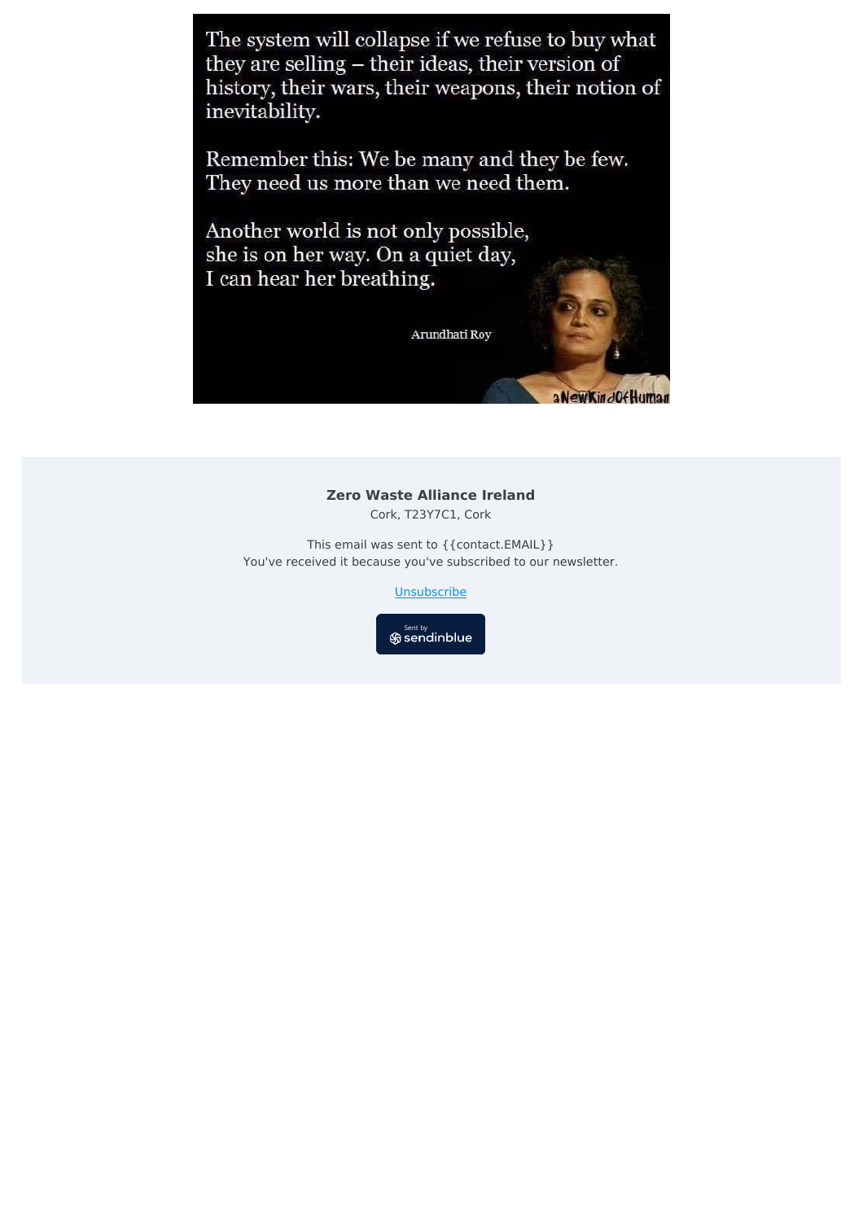The system will collapse if we refuse to buy what they are selling – their ideas, their version of history, their wars, their weapons, their notion of inevitability.

Remember this: We be many and they be few. They need us more than we need them.

Another world is not only possible, she is on her way. On a quiet day, I can hear her breathing.

Arundhati Roy

aNewKindOfHuman

**Zero Waste Alliance Ireland**

Cork, T23Y7C1, Cork

This email was sent to {{contact.EMAIL}}

You've received it because you've subscribed to our newsletter.

Unsubscribe

Sent by sendinblue